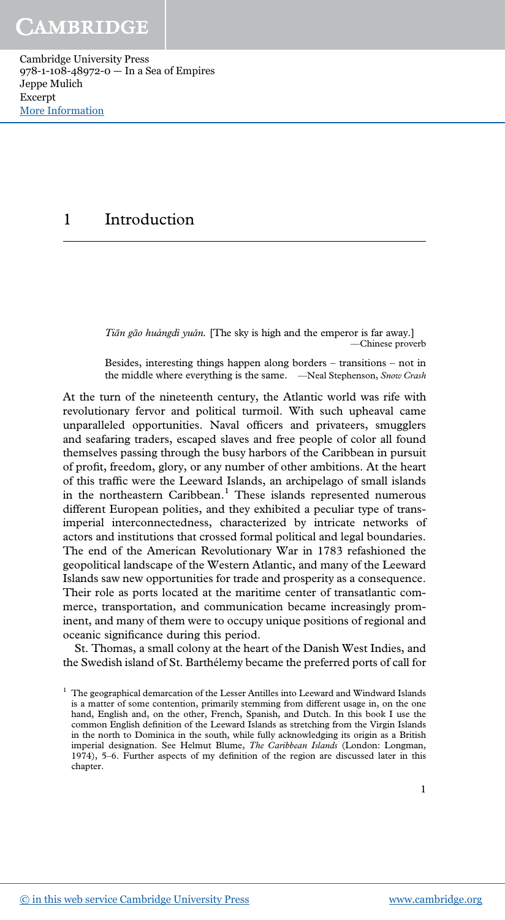# 1 Introduction

> *Tiān gāo huángdì yuǎn.* [The sky is high and the emperor is far away.]
> —Chinese proverb

> Besides, interesting things happen along borders – transitions – not in the middle where everything is the same. —Neal Stephenson, *Snow Crash*

At the turn of the nineteenth century, the Atlantic world was rife with revolutionary fervor and political turmoil. With such upheaval came unparalleled opportunities. Naval officers and privateers, smugglers and seafaring traders, escaped slaves and free people of color all found themselves passing through the busy harbors of the Caribbean in pursuit of profit, freedom, glory, or any number of other ambitions. At the heart of this traffic were the Leeward Islands, an archipelago of small islands in the northeastern Caribbean.[1] These islands represented numerous different European polities, and they exhibited a peculiar type of trans-imperial interconnectedness, characterized by intricate networks of actors and institutions that crossed formal political and legal boundaries. The end of the American Revolutionary War in 1783 refashioned the geopolitical landscape of the Western Atlantic, and many of the Leeward Islands saw new opportunities for trade and prosperity as a consequence. Their role as ports located at the maritime center of transatlantic commerce, transportation, and communication became increasingly prominent, and many of them were to occupy unique positions of regional and oceanic significance during this period.

St. Thomas, a small colony at the heart of the Danish West Indies, and the Swedish island of St. Barthélemy became the preferred ports of call for

[1] The geographical demarcation of the Lesser Antilles into Leeward and Windward Islands is a matter of some contention, primarily stemming from different usage in, on the one hand, English and, on the other, French, Spanish, and Dutch. In this book I use the common English definition of the Leeward Islands as stretching from the Virgin Islands in the north to Dominica in the south, while fully acknowledging its origin as a British imperial designation. See Helmut Blume, *The Caribbean Islands* (London: Longman, 1974), 5–6. Further aspects of my definition of the region are discussed later in this chapter.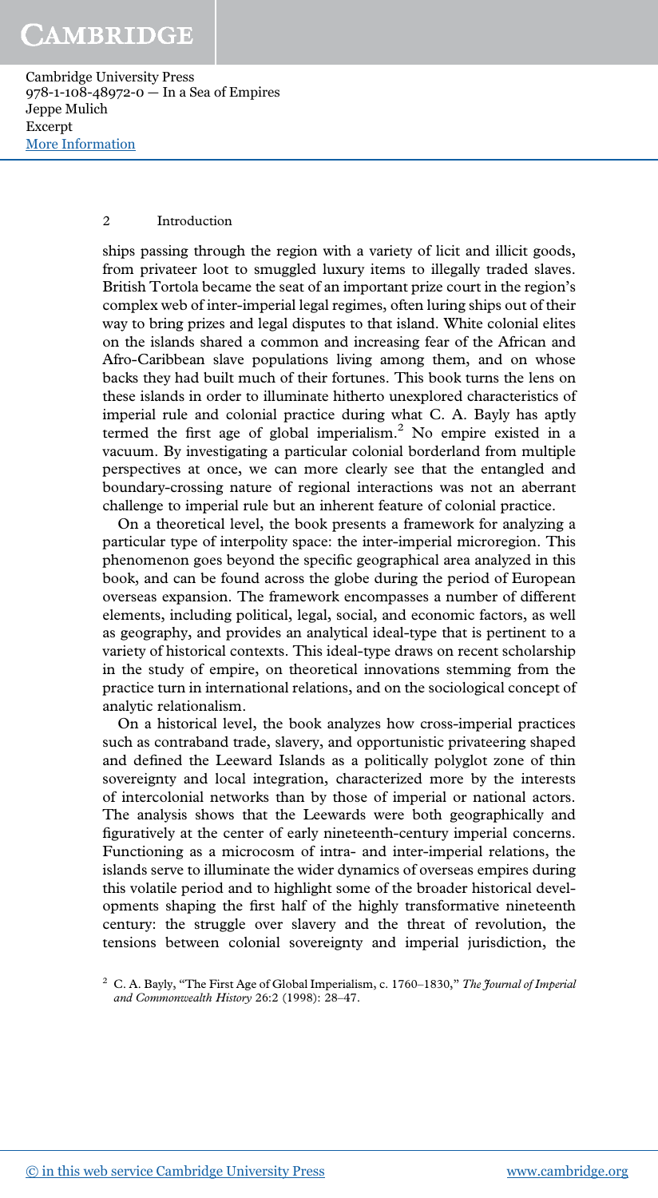ships passing through the region with a variety of licit and illicit goods, from privateer loot to smuggled luxury items to illegally traded slaves. British Tortola became the seat of an important prize court in the region's complex web of inter-imperial legal regimes, often luring ships out of their way to bring prizes and legal disputes to that island. White colonial elites on the islands shared a common and increasing fear of the African and Afro-Caribbean slave populations living among them, and on whose backs they had built much of their fortunes. This book turns the lens on these islands in order to illuminate hitherto unexplored characteristics of imperial rule and colonial practice during what C. A. Bayly has aptly termed the first age of global imperialism.[2] No empire existed in a vacuum. By investigating a particular colonial borderland from multiple perspectives at once, we can more clearly see that the entangled and boundary-crossing nature of regional interactions was not an aberrant challenge to imperial rule but an inherent feature of colonial practice.

On a theoretical level, the book presents a framework for analyzing a particular type of interpolity space: the inter-imperial microregion. This phenomenon goes beyond the specific geographical area analyzed in this book, and can be found across the globe during the period of European overseas expansion. The framework encompasses a number of different elements, including political, legal, social, and economic factors, as well as geography, and provides an analytical ideal-type that is pertinent to a variety of historical contexts. This ideal-type draws on recent scholarship in the study of empire, on theoretical innovations stemming from the practice turn in international relations, and on the sociological concept of analytic relationalism.

On a historical level, the book analyzes how cross-imperial practices such as contraband trade, slavery, and opportunistic privateering shaped and defined the Leeward Islands as a politically polyglot zone of thin sovereignty and local integration, characterized more by the interests of intercolonial networks than by those of imperial or national actors. The analysis shows that the Leewards were both geographically and figuratively at the center of early nineteenth-century imperial concerns. Functioning as a microcosm of intra- and inter-imperial relations, the islands serve to illuminate the wider dynamics of overseas empires during this volatile period and to highlight some of the broader historical developments shaping the first half of the highly transformative nineteenth century: the struggle over slavery and the threat of revolution, the tensions between colonial sovereignty and imperial jurisdiction, the

[2] C. A. Bayly, "The First Age of Global Imperialism, c. 1760–1830," *The Journal of Imperial and Commonwealth History* 26:2 (1998): 28–47.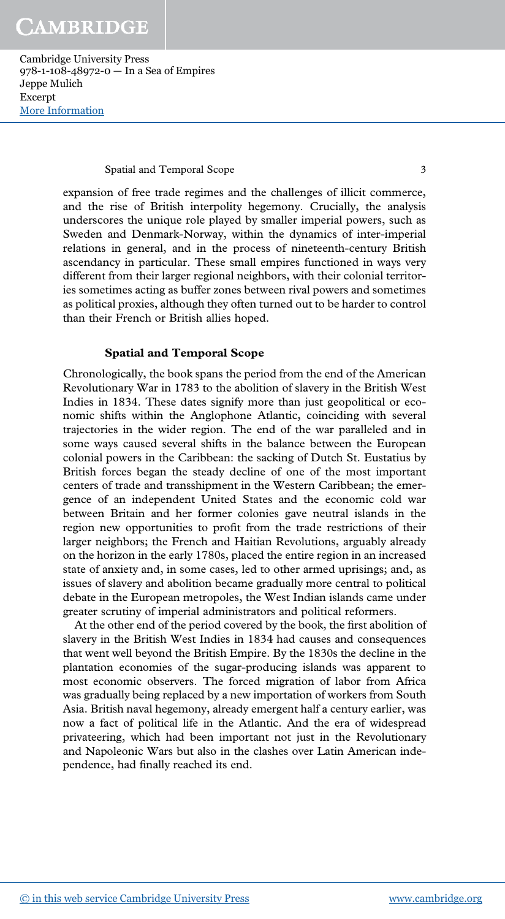expansion of free trade regimes and the challenges of illicit commerce, and the rise of British interpolity hegemony. Crucially, the analysis underscores the unique role played by smaller imperial powers, such as Sweden and Denmark-Norway, within the dynamics of inter-imperial relations in general, and in the process of nineteenth-century British ascendancy in particular. These small empires functioned in ways very different from their larger regional neighbors, with their colonial territories sometimes acting as buffer zones between rival powers and sometimes as political proxies, although they often turned out to be harder to control than their French or British allies hoped.

## Spatial and Temporal Scope

Chronologically, the book spans the period from the end of the American Revolutionary War in 1783 to the abolition of slavery in the British West Indies in 1834. These dates signify more than just geopolitical or economic shifts within the Anglophone Atlantic, coinciding with several different trajectories in the wider region. The end of the war paralleled and in some ways caused several shifts in the balance between the European colonial powers in the Caribbean: the sacking of Dutch St. Eustatius by British forces began the steady decline of one of the most important centers of trade and transshipment in the Western Caribbean; the emergence of an independent United States and the economic cold war between Britain and her former colonies gave neutral islands in the region new opportunities to profit from the trade restrictions of their larger neighbors; the French and Haitian Revolutions, arguably already on the horizon in the early 1780s, placed the entire region in an increased state of anxiety and, in some cases, led to other armed uprisings; and, as issues of slavery and abolition became gradually more central to political debate in the European metropoles, the West Indian islands came under greater scrutiny of imperial administrators and political reformers.

At the other end of the period covered by the book, the first abolition of slavery in the British West Indies in 1834 had causes and consequences that went well beyond the British Empire. By the 1830s the decline in the plantation economies of the sugar-producing islands was apparent to most economic observers. The forced migration of labor from Africa was gradually being replaced by a new importation of workers from South Asia. British naval hegemony, already emergent half a century earlier, was now a fact of political life in the Atlantic. And the era of widespread privateering, which had been important not just in the Revolutionary and Napoleonic Wars but also in the clashes over Latin American independence, had finally reached its end.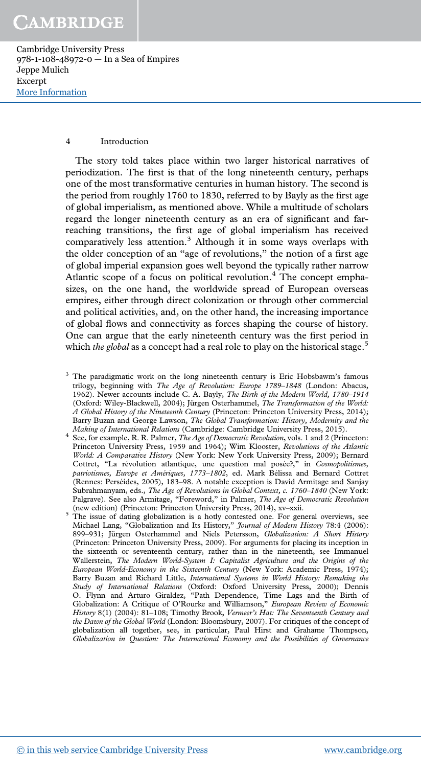The story told takes place within two larger historical narratives of periodization. The first is that of the long nineteenth century, perhaps one of the most transformative centuries in human history. The second is the period from roughly 1760 to 1830, referred to by Bayly as the first age of global imperialism, as mentioned above. While a multitude of scholars regard the longer nineteenth century as an era of significant and far-reaching transitions, the first age of global imperialism has received comparatively less attention.[3] Although it in some ways overlaps with the older conception of an "age of revolutions," the notion of a first age of global imperial expansion goes well beyond the typically rather narrow Atlantic scope of a focus on political revolution.[4] The concept emphasizes, on the one hand, the worldwide spread of European overseas empires, either through direct colonization or through other commercial and political activities, and, on the other hand, the increasing importance of global flows and connectivity as forces shaping the course of history. One can argue that the early nineteenth century was the first period in which *the global* as a concept had a real role to play on the historical stage.[5]

[3] The paradigmatic work on the long nineteenth century is Eric Hobsbawm's famous trilogy, beginning with *The Age of Revolution: Europe 1789–1848* (London: Abacus, 1962). Newer accounts include C. A. Bayly, *The Birth of the Modern World, 1780–1914* (Oxford: Wiley-Blackwell, 2004); Jürgen Osterhammel, *The Transformation of the World: A Global History of the Nineteenth Century* (Princeton: Princeton University Press, 2014); Barry Buzan and George Lawson, *The Global Transformation: History, Modernity and the Making of International Relations* (Cambridge: Cambridge University Press, 2015).

[4] See, for example, R. R. Palmer, *The Age of Democratic Revolution*, vols. 1 and 2 (Princeton: Princeton University Press, 1959 and 1964); Wim Klooster, *Revolutions of the Atlantic World: A Comparative History* (New York: New York University Press, 2009); Bernard Cottret, "La révolution atlantique, une question mal posée?," in *Cosmopolitismes, patriotismes, Europe et Amériques, 1773–1802*, ed. Mark Bélissa and Bernard Cottret (Rennes: Perséides, 2005), 183–98. A notable exception is David Armitage and Sanjay Subrahmanyam, eds., *The Age of Revolutions in Global Context, c. 1760–1840* (New York: Palgrave). See also Armitage, "Foreword," in Palmer, *The Age of Democratic Revolution* (new edition) (Princeton: Princeton University Press, 2014), xv–xxii.

[5] The issue of dating globalization is a hotly contested one. For general overviews, see Michael Lang, "Globalization and Its History," *Journal of Modern History* 78:4 (2006): 899–931; Jürgen Osterhammel and Niels Petersson, *Globalization: A Short History* (Princeton: Princeton University Press, 2009). For arguments for placing its inception in the sixteenth or seventeenth century, rather than in the nineteenth, see Immanuel Wallerstein, *The Modern World-System I: Capitalist Agriculture and the Origins of the European World-Economy in the Sixteenth Century* (New York: Academic Press, 1974); Barry Buzan and Richard Little, *International Systems in World History: Remaking the Study of International Relations* (Oxford: Oxford University Press, 2000); Dennis O. Flynn and Arturo Giraldez, "Path Dependence, Time Lags and the Birth of Globalization: A Critique of O'Rourke and Williamson," *European Review of Economic History* 8(1) (2004): 81–108; Timothy Brook, *Vermeer's Hat: The Seventeenth Century and the Dawn of the Global World* (London: Bloomsbury, 2007). For critiques of the concept of globalization all together, see, in particular, Paul Hirst and Grahame Thompson, *Globalization in Question: The International Economy and the Possibilities of Governance*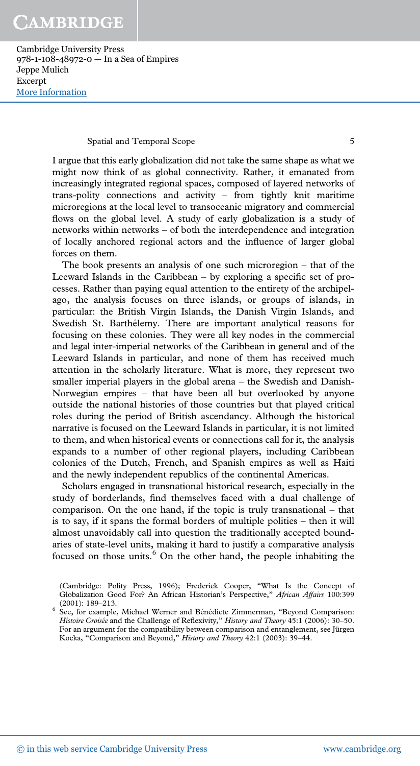I argue that this early globalization did not take the same shape as what we might now think of as global connectivity. Rather, it emanated from increasingly integrated regional spaces, composed of layered networks of trans-polity connections and activity – from tightly knit maritime microregions at the local level to transoceanic migratory and commercial flows on the global level. A study of early globalization is a study of networks within networks – of both the interdependence and integration of locally anchored regional actors and the influence of larger global forces on them.

The book presents an analysis of one such microregion – that of the Leeward Islands in the Caribbean – by exploring a specific set of processes. Rather than paying equal attention to the entirety of the archipelago, the analysis focuses on three islands, or groups of islands, in particular: the British Virgin Islands, the Danish Virgin Islands, and Swedish St. Barthélemy. There are important analytical reasons for focusing on these colonies. They were all key nodes in the commercial and legal inter-imperial networks of the Caribbean in general and of the Leeward Islands in particular, and none of them has received much attention in the scholarly literature. What is more, they represent two smaller imperial players in the global arena – the Swedish and Danish-Norwegian empires – that have been all but overlooked by anyone outside the national histories of those countries but that played critical roles during the period of British ascendancy. Although the historical narrative is focused on the Leeward Islands in particular, it is not limited to them, and when historical events or connections call for it, the analysis expands to a number of other regional players, including Caribbean colonies of the Dutch, French, and Spanish empires as well as Haiti and the newly independent republics of the continental Americas.

Scholars engaged in transnational historical research, especially in the study of borderlands, find themselves faced with a dual challenge of comparison. On the one hand, if the topic is truly transnational – that is to say, if it spans the formal borders of multiple polities – then it will almost unavoidably call into question the traditionally accepted boundaries of state-level units, making it hard to justify a comparative analysis focused on those units.[6] On the other hand, the people inhabiting the

(Cambridge: Polity Press, 1996); Frederick Cooper, "What Is the Concept of Globalization Good For? An African Historian's Perspective," *African Affairs* 100:399 (2001): 189–213.

[6] See, for example, Michael Werner and Bénédicte Zimmerman, "Beyond Comparison: *Histoire Croisée* and the Challenge of Reflexivity," *History and Theory* 45:1 (2006): 30–50. For an argument for the compatibility between comparison and entanglement, see Jürgen Kocka, "Comparison and Beyond," *History and Theory* 42:1 (2003): 39–44.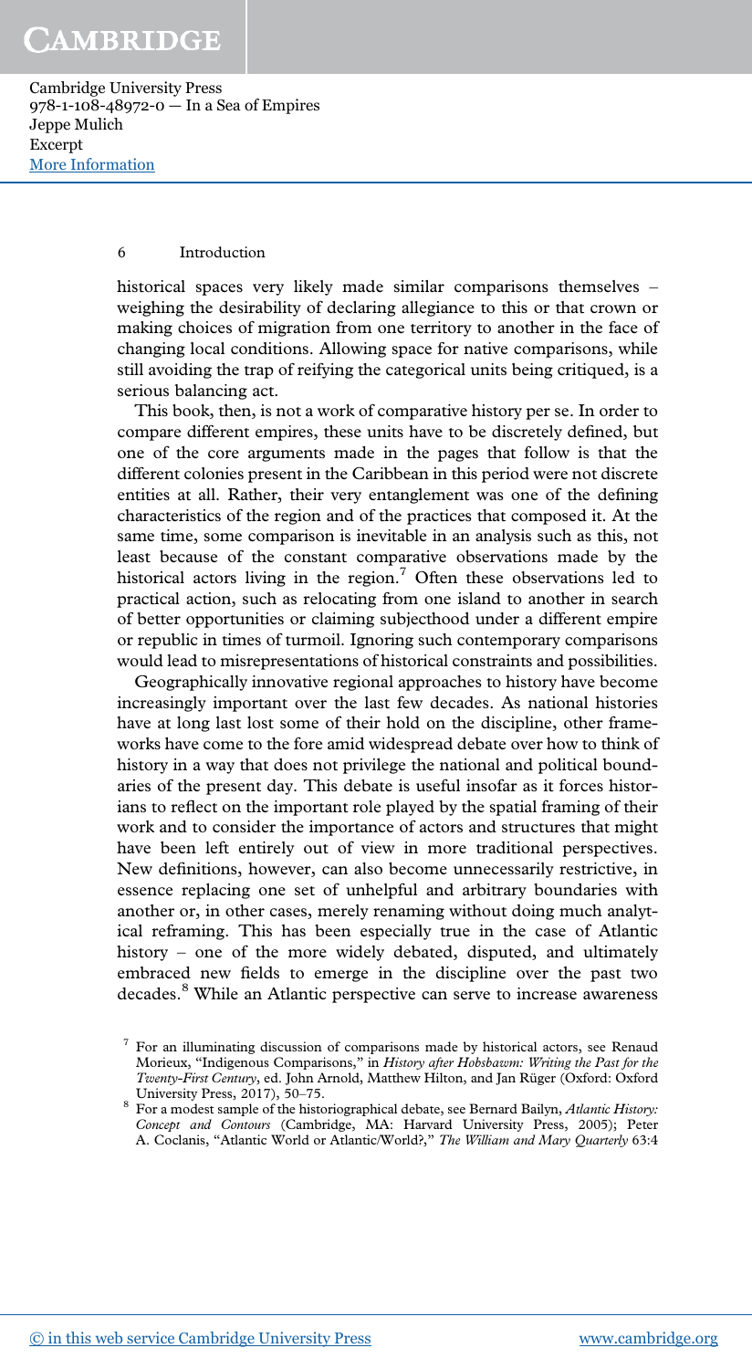historical spaces very likely made similar comparisons themselves – weighing the desirability of declaring allegiance to this or that crown or making choices of migration from one territory to another in the face of changing local conditions. Allowing space for native comparisons, while still avoiding the trap of reifying the categorical units being critiqued, is a serious balancing act.

This book, then, is not a work of comparative history per se. In order to compare different empires, these units have to be discretely defined, but one of the core arguments made in the pages that follow is that the different colonies present in the Caribbean in this period were not discrete entities at all. Rather, their very entanglement was one of the defining characteristics of the region and of the practices that composed it. At the same time, some comparison is inevitable in an analysis such as this, not least because of the constant comparative observations made by the historical actors living in the region.[7] Often these observations led to practical action, such as relocating from one island to another in search of better opportunities or claiming subjecthood under a different empire or republic in times of turmoil. Ignoring such contemporary comparisons would lead to misrepresentations of historical constraints and possibilities.

Geographically innovative regional approaches to history have become increasingly important over the last few decades. As national histories have at long last lost some of their hold on the discipline, other frameworks have come to the fore amid widespread debate over how to think of history in a way that does not privilege the national and political boundaries of the present day. This debate is useful insofar as it forces historians to reflect on the important role played by the spatial framing of their work and to consider the importance of actors and structures that might have been left entirely out of view in more traditional perspectives. New definitions, however, can also become unnecessarily restrictive, in essence replacing one set of unhelpful and arbitrary boundaries with another or, in other cases, merely renaming without doing much analytical reframing. This has been especially true in the case of Atlantic history – one of the more widely debated, disputed, and ultimately embraced new fields to emerge in the discipline over the past two decades.[8] While an Atlantic perspective can serve to increase awareness

[7] For an illuminating discussion of comparisons made by historical actors, see Renaud Morieux, "Indigenous Comparisons," in *History after Hobsbawm: Writing the Past for the Twenty-First Century*, ed. John Arnold, Matthew Hilton, and Jan Rüger (Oxford: Oxford University Press, 2017), 50–75.

[8] For a modest sample of the historiographical debate, see Bernard Bailyn, *Atlantic History: Concept and Contours* (Cambridge, MA: Harvard University Press, 2005); Peter A. Coclanis, "Atlantic World or Atlantic/World?," *The William and Mary Quarterly* 63:4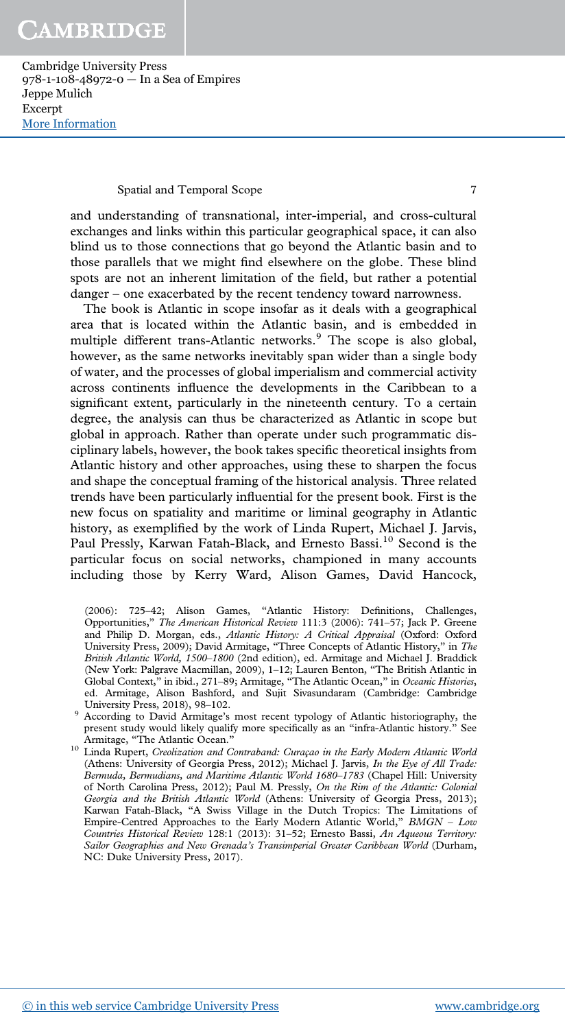and understanding of transnational, inter-imperial, and cross-cultural exchanges and links within this particular geographical space, it can also blind us to those connections that go beyond the Atlantic basin and to those parallels that we might find elsewhere on the globe. These blind spots are not an inherent limitation of the field, but rather a potential danger – one exacerbated by the recent tendency toward narrowness.

The book is Atlantic in scope insofar as it deals with a geographical area that is located within the Atlantic basin, and is embedded in multiple different trans-Atlantic networks.[9] The scope is also global, however, as the same networks inevitably span wider than a single body of water, and the processes of global imperialism and commercial activity across continents influence the developments in the Caribbean to a significant extent, particularly in the nineteenth century. To a certain degree, the analysis can thus be characterized as Atlantic in scope but global in approach. Rather than operate under such programmatic disciplinary labels, however, the book takes specific theoretical insights from Atlantic history and other approaches, using these to sharpen the focus and shape the conceptual framing of the historical analysis. Three related trends have been particularly influential for the present book. First is the new focus on spatiality and maritime or liminal geography in Atlantic history, as exemplified by the work of Linda Rupert, Michael J. Jarvis, Paul Pressly, Karwan Fatah-Black, and Ernesto Bassi.[10] Second is the particular focus on social networks, championed in many accounts including those by Kerry Ward, Alison Games, David Hancock,

(2006): 725–42; Alison Games, "Atlantic History: Definitions, Challenges, Opportunities," *The American Historical Review* 111:3 (2006): 741–57; Jack P. Greene and Philip D. Morgan, eds., *Atlantic History: A Critical Appraisal* (Oxford: Oxford University Press, 2009); David Armitage, "Three Concepts of Atlantic History," in *The British Atlantic World, 1500–1800* (2nd edition), ed. Armitage and Michael J. Braddick (New York: Palgrave Macmillan, 2009), 1–12; Lauren Benton, "The British Atlantic in Global Context," in ibid., 271–89; Armitage, "The Atlantic Ocean," in *Oceanic Histories*, ed. Armitage, Alison Bashford, and Sujit Sivasundaram (Cambridge: Cambridge University Press, 2018), 98–102.

[9] According to David Armitage's most recent typology of Atlantic historiography, the present study would likely qualify more specifically as an "infra-Atlantic history." See Armitage, "The Atlantic Ocean."

[10] Linda Rupert, *Creolization and Contraband: Curaçao in the Early Modern Atlantic World* (Athens: University of Georgia Press, 2012); Michael J. Jarvis, *In the Eye of All Trade: Bermuda, Bermudians, and Maritime Atlantic World 1680–1783* (Chapel Hill: University of North Carolina Press, 2012); Paul M. Pressly, *On the Rim of the Atlantic: Colonial Georgia and the British Atlantic World* (Athens: University of Georgia Press, 2013); Karwan Fatah-Black, "A Swiss Village in the Dutch Tropics: The Limitations of Empire-Centred Approaches to the Early Modern Atlantic World," *BMGN – Low Countries Historical Review* 128:1 (2013): 31–52; Ernesto Bassi, *An Aqueous Territory: Sailor Geographies and New Grenada's Transimperial Greater Caribbean World* (Durham, NC: Duke University Press, 2017).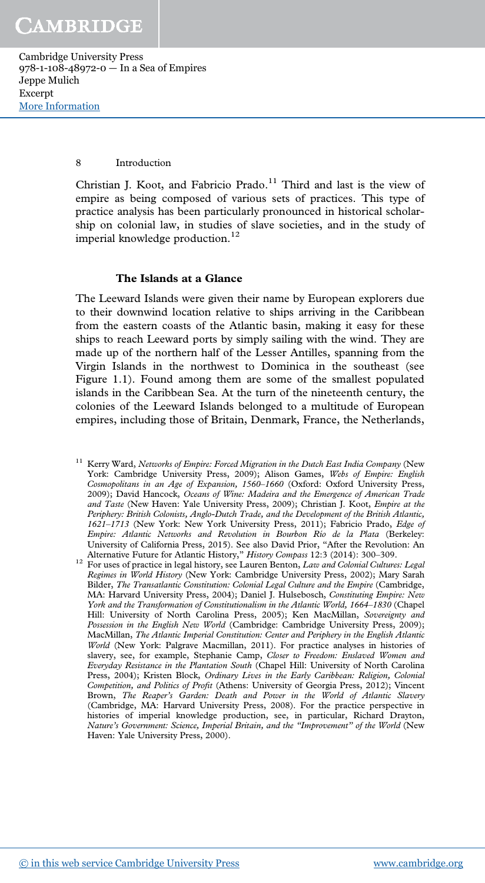Christian J. Koot, and Fabricio Prado.[11] Third and last is the view of empire as being composed of various sets of practices. This type of practice analysis has been particularly pronounced in historical scholarship on colonial law, in studies of slave societies, and in the study of imperial knowledge production.[12]

### The Islands at a Glance

The Leeward Islands were given their name by European explorers due to their downwind location relative to ships arriving in the Caribbean from the eastern coasts of the Atlantic basin, making it easy for these ships to reach Leeward ports by simply sailing with the wind. They are made up of the northern half of the Lesser Antilles, spanning from the Virgin Islands in the northwest to Dominica in the southeast (see Figure 1.1). Found among them are some of the smallest populated islands in the Caribbean Sea. At the turn of the nineteenth century, the colonies of the Leeward Islands belonged to a multitude of European empires, including those of Britain, Denmark, France, the Netherlands,

---

[11] Kerry Ward, *Networks of Empire: Forced Migration in the Dutch East India Company* (New York: Cambridge University Press, 2009); Alison Games, *Webs of Empire: English Cosmopolitans in an Age of Expansion, 1560–1660* (Oxford: Oxford University Press, 2009); David Hancock, *Oceans of Wine: Madeira and the Emergence of American Trade and Taste* (New Haven: Yale University Press, 2009); Christian J. Koot, *Empire at the Periphery: British Colonists, Anglo-Dutch Trade, and the Development of the British Atlantic, 1621–1713* (New York: New York University Press, 2011); Fabricio Prado, *Edge of Empire: Atlantic Networks and Revolution in Bourbon Río de la Plata* (Berkeley: University of California Press, 2015). See also David Prior, "After the Revolution: An Alternative Future for Atlantic History," *History Compass* 12:3 (2014): 300–309.

[12] For uses of practice in legal history, see Lauren Benton, *Law and Colonial Cultures: Legal Regimes in World History* (New York: Cambridge University Press, 2002); Mary Sarah Bilder, *The Transatlantic Constitution: Colonial Legal Culture and the Empire* (Cambridge, MA: Harvard University Press, 2004); Daniel J. Hulsebosch, *Constituting Empire: New York and the Transformation of Constitutionalism in the Atlantic World, 1664–1830* (Chapel Hill: University of North Carolina Press, 2005); Ken MacMillan, *Sovereignty and Possession in the English New World* (Cambridge: Cambridge University Press, 2009); MacMillan, *The Atlantic Imperial Constitution: Center and Periphery in the English Atlantic World* (New York: Palgrave Macmillan, 2011). For practice analyses in histories of slavery, see, for example, Stephanie Camp, *Closer to Freedom: Enslaved Women and Everyday Resistance in the Plantation South* (Chapel Hill: University of North Carolina Press, 2004); Kristen Block, *Ordinary Lives in the Early Caribbean: Religion, Colonial Competition, and Politics of Profit* (Athens: University of Georgia Press, 2012); Vincent Brown, *The Reaper's Garden: Death and Power in the World of Atlantic Slavery* (Cambridge, MA: Harvard University Press, 2008). For the practice perspective in histories of imperial knowledge production, see, in particular, Richard Drayton, *Nature's Government: Science, Imperial Britain, and the "Improvement" of the World* (New Haven: Yale University Press, 2000).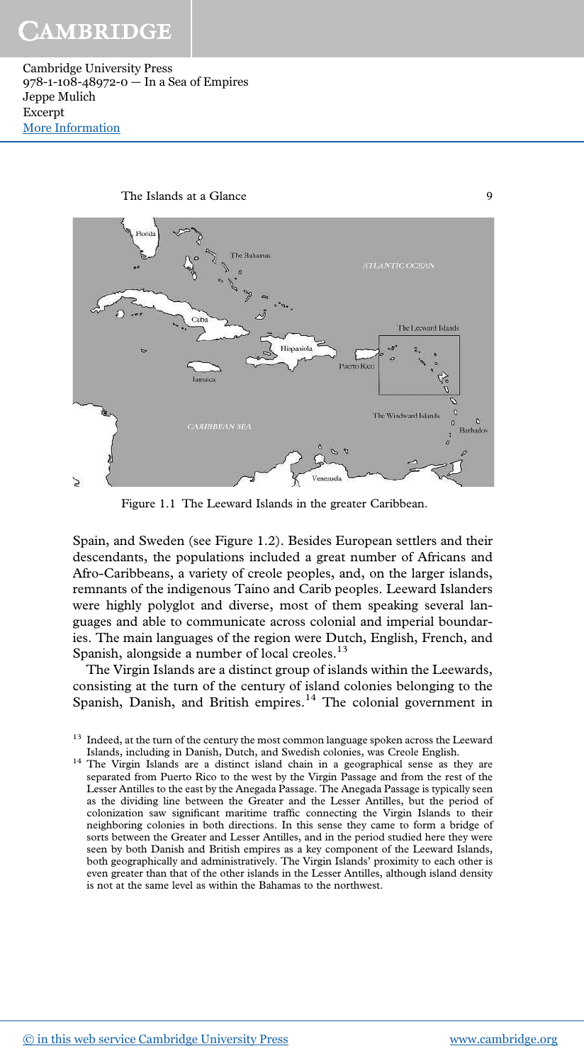Figure 1.1 The Leeward Islands in the greater Caribbean.

Spain, and Sweden (see Figure 1.2). Besides European settlers and their descendants, the populations included a great number of Africans and Afro-Caribbeans, a variety of creole peoples, and, on the larger islands, remnants of the indigenous Taíno and Carib peoples. Leeward Islanders were highly polyglot and diverse, most of them speaking several languages and able to communicate across colonial and imperial boundaries. The main languages of the region were Dutch, English, French, and Spanish, alongside a number of local creoles.[13]

The Virgin Islands are a distinct group of islands within the Leewards, consisting at the turn of the century of island colonies belonging to the Spanish, Danish, and British empires.[14] The colonial government in

[13] Indeed, at the turn of the century the most common language spoken across the Leeward Islands, including in Danish, Dutch, and Swedish colonies, was Creole English.

[14] The Virgin Islands are a distinct island chain in a geographical sense as they are separated from Puerto Rico to the west by the Virgin Passage and from the rest of the Lesser Antilles to the east by the Anegada Passage. The Anegada Passage is typically seen as the dividing line between the Greater and the Lesser Antilles, but the period of colonization saw significant maritime traffic connecting the Virgin Islands to their neighboring colonies in both directions. In this sense they came to form a bridge of sorts between the Greater and Lesser Antilles, and in the period studied here they were seen by both Danish and British empires as a key component of the Leeward Islands, both geographically and administratively. The Virgin Islands' proximity to each other is even greater than that of the other islands in the Lesser Antilles, although island density is not at the same level as within the Bahamas to the northwest.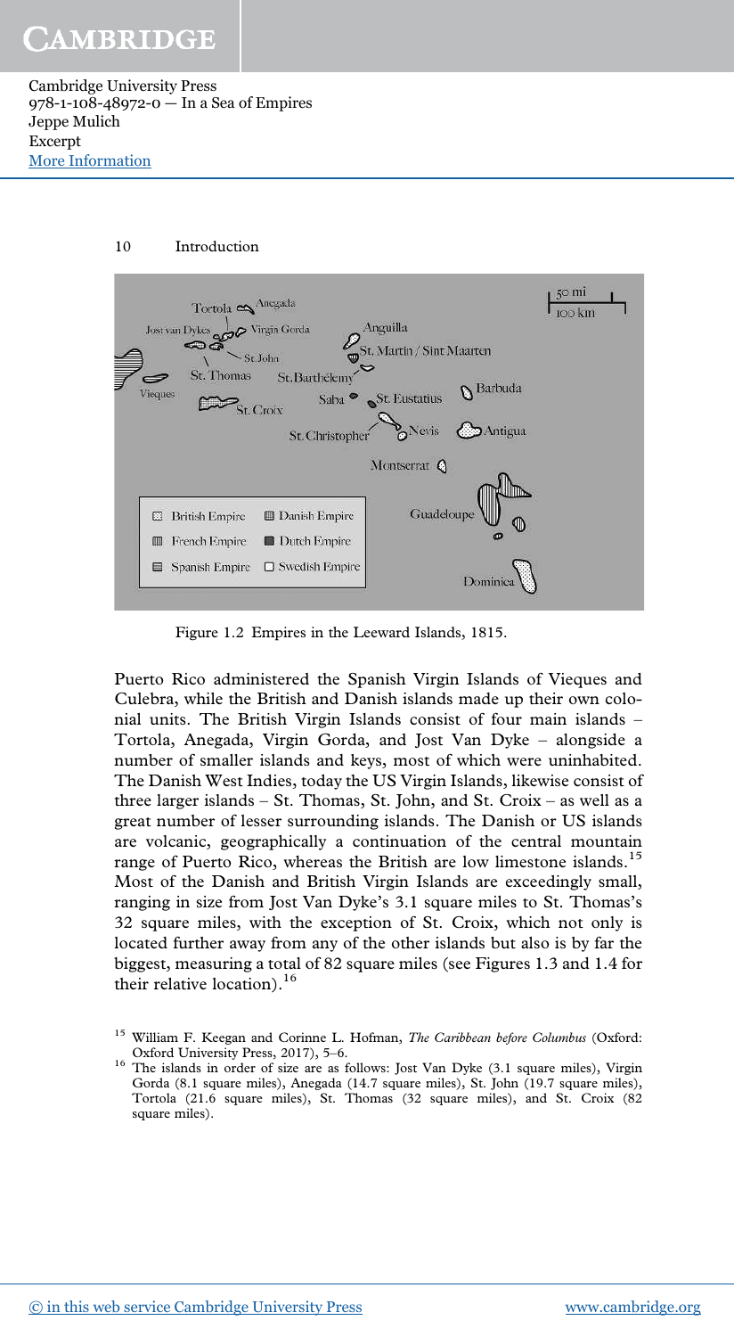Tortola
Anegada
Jost van Dykes
Virgin Gorda
St. John
St. Thomas
Vieques
St. Croix
St. Barthélemy
Anguilla
St. Martin / Sint Maarten
Saba
St. Eustatius
Barbuda
St. Christopher
Nevis
Antigua
Montserrat
Guadeloupe
Dominica
50 mi
100 km

British Empire
Danish Empire
French Empire
Dutch Empire
Spanish Empire
Swedish Empire

Figure 1.2 Empires in the Leeward Islands, 1815.

Puerto Rico administered the Spanish Virgin Islands of Vieques and Culebra, while the British and Danish islands made up their own colonial units. The British Virgin Islands consist of four main islands – Tortola, Anegada, Virgin Gorda, and Jost Van Dyke – alongside a number of smaller islands and keys, most of which were uninhabited. The Danish West Indies, today the US Virgin Islands, likewise consist of three larger islands – St. Thomas, St. John, and St. Croix – as well as a great number of lesser surrounding islands. The Danish or US islands are volcanic, geographically a continuation of the central mountain range of Puerto Rico, whereas the British are low limestone islands.[15] Most of the Danish and British Virgin Islands are exceedingly small, ranging in size from Jost Van Dyke's 3.1 square miles to St. Thomas's 32 square miles, with the exception of St. Croix, which not only is located further away from any of the other islands but also is by far the biggest, measuring a total of 82 square miles (see Figures 1.3 and 1.4 for their relative location).[16]

[15] William F. Keegan and Corinne L. Hofman, *The Caribbean before Columbus* (Oxford: Oxford University Press, 2017), 5–6.

[16] The islands in order of size are as follows: Jost Van Dyke (3.1 square miles), Virgin Gorda (8.1 square miles), Anegada (14.7 square miles), St. John (19.7 square miles), Tortola (21.6 square miles), St. Thomas (32 square miles), and St. Croix (82 square miles).